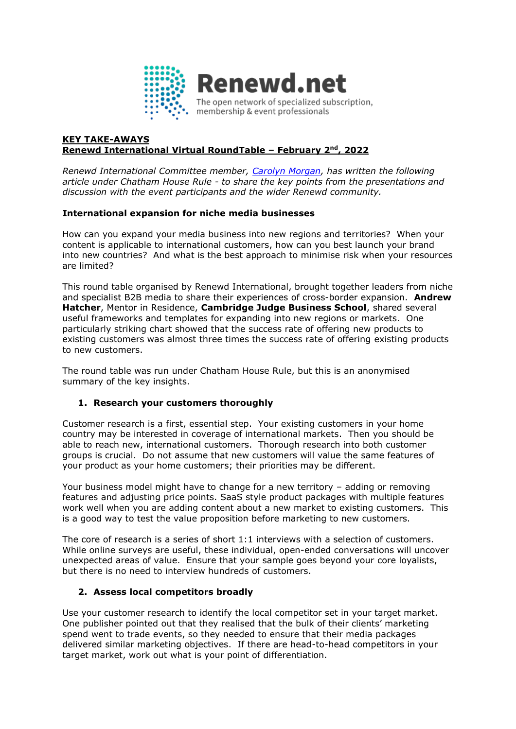Renewd.net
The open network of specialized subscription, membership & event professionals

**KEY TAKE-AWAYS**
**Renewd International Virtual RoundTable – February 2nd, 2022**

*Renewd International Committee member, [Carolyn Morgan](), has written the following article under Chatham House Rule - to share the key points from the presentations and discussion with the event participants and the wider Renewd community.*

**International expansion for niche media businesses**

How can you expand your media business into new regions and territories? When your content is applicable to international customers, how can you best launch your brand into new countries? And what is the best approach to minimise risk when your resources are limited?

This round table organised by Renewd International, brought together leaders from niche and specialist B2B media to share their experiences of cross-border expansion. **Andrew Hatcher**, Mentor in Residence, **Cambridge Judge Business School**, shared several useful frameworks and templates for expanding into new regions or markets. One particularly striking chart showed that the success rate of offering new products to existing customers was almost three times the success rate of offering existing products to new customers.

The round table was run under Chatham House Rule, but this is an anonymised summary of the key insights.

1. **Research your customers thoroughly**

Customer research is a first, essential step. Your existing customers in your home country may be interested in coverage of international markets. Then you should be able to reach new, international customers. Thorough research into both customer groups is crucial. Do not assume that new customers will value the same features of your product as your home customers; their priorities may be different.

Your business model might have to change for a new territory – adding or removing features and adjusting price points. SaaS style product packages with multiple features work well when you are adding content about a new market to existing customers. This is a good way to test the value proposition before marketing to new customers.

The core of research is a series of short 1:1 interviews with a selection of customers. While online surveys are useful, these individual, open-ended conversations will uncover unexpected areas of value. Ensure that your sample goes beyond your core loyalists, but there is no need to interview hundreds of customers.

2. **Assess local competitors broadly**

Use your customer research to identify the local competitor set in your target market. One publisher pointed out that they realised that the bulk of their clients' marketing spend went to trade events, so they needed to ensure that their media packages delivered similar marketing objectives. If there are head-to-head competitors in your target market, work out what is your point of differentiation.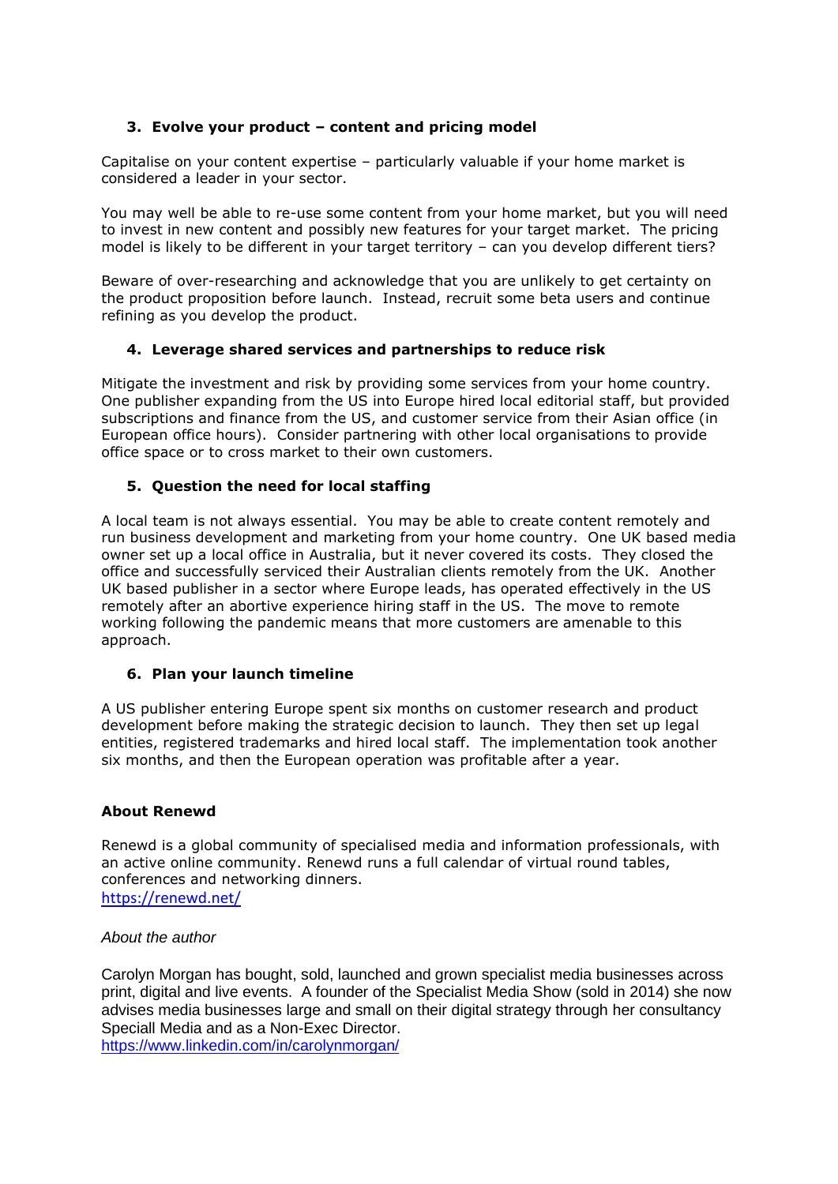### 3. Evolve your product – content and pricing model

Capitalise on your content expertise – particularly valuable if your home market is considered a leader in your sector.

You may well be able to re-use some content from your home market, but you will need to invest in new content and possibly new features for your target market. The pricing model is likely to be different in your target territory – can you develop different tiers?

Beware of over-researching and acknowledge that you are unlikely to get certainty on the product proposition before launch. Instead, recruit some beta users and continue refining as you develop the product.

### 4. Leverage shared services and partnerships to reduce risk

Mitigate the investment and risk by providing some services from your home country. One publisher expanding from the US into Europe hired local editorial staff, but provided subscriptions and finance from the US, and customer service from their Asian office (in European office hours). Consider partnering with other local organisations to provide office space or to cross market to their own customers.

### 5. Question the need for local staffing

A local team is not always essential. You may be able to create content remotely and run business development and marketing from your home country. One UK based media owner set up a local office in Australia, but it never covered its costs. They closed the office and successfully serviced their Australian clients remotely from the UK. Another UK based publisher in a sector where Europe leads, has operated effectively in the US remotely after an abortive experience hiring staff in the US. The move to remote working following the pandemic means that more customers are amenable to this approach.

### 6. Plan your launch timeline

A US publisher entering Europe spent six months on customer research and product development before making the strategic decision to launch. They then set up legal entities, registered trademarks and hired local staff. The implementation took another six months, and then the European operation was profitable after a year.

**About Renewd**

Renewd is a global community of specialised media and information professionals, with an active online community. Renewd runs a full calendar of virtual round tables, conferences and networking dinners.
https://renewd.net/

*About the author*

Carolyn Morgan has bought, sold, launched and grown specialist media businesses across print, digital and live events. A founder of the Specialist Media Show (sold in 2014) she now advises media businesses large and small on their digital strategy through her consultancy Speciall Media and as a Non-Exec Director.
https://www.linkedin.com/in/carolynmorgan/